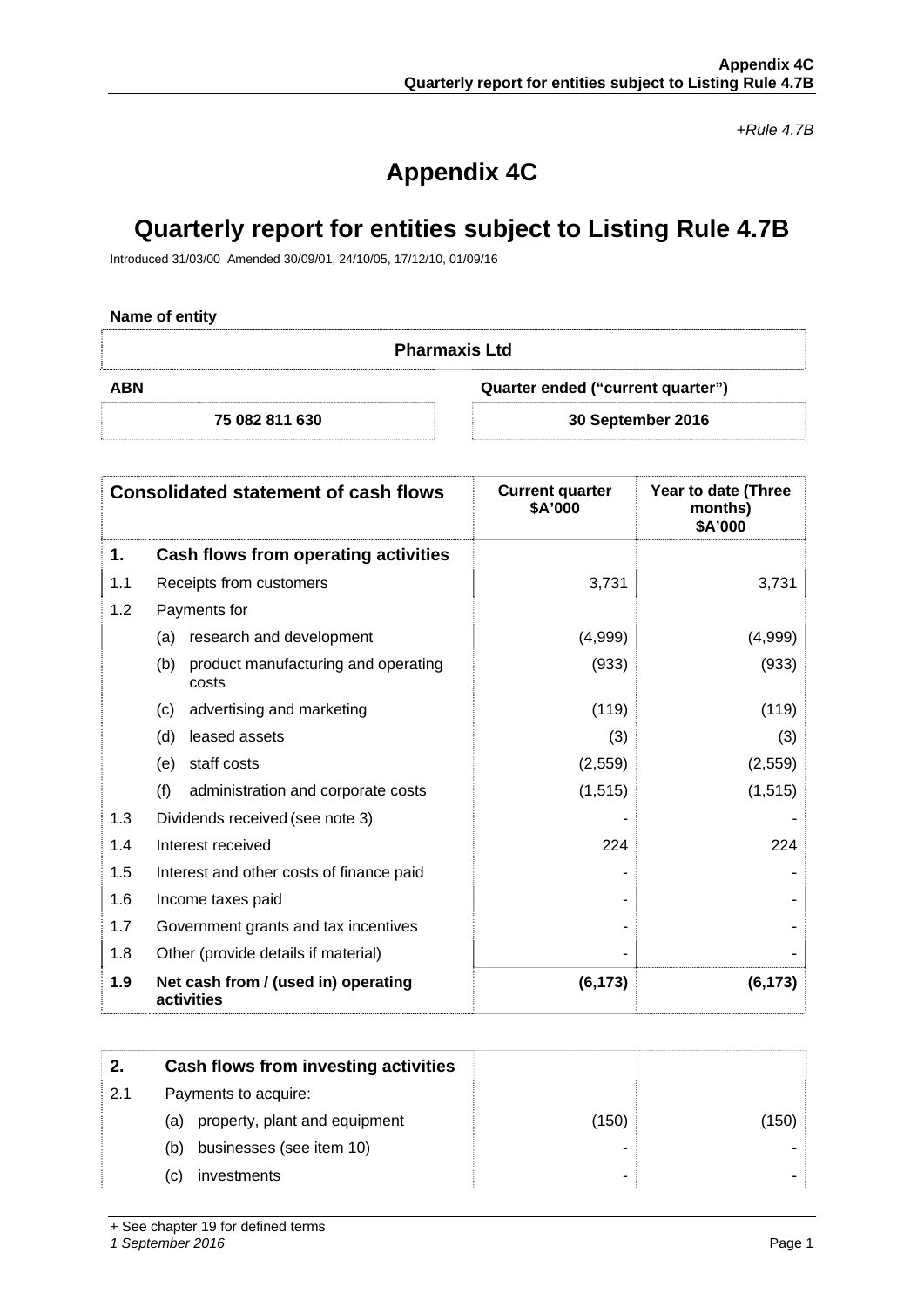*+Rule 4.7B*

# Appendix 4C

# Quarterly report for entities subject to Listing Rule 4.7B

Introduced 31/03/00 Amended 30/09/01, 24/10/05, 17/12/10, 01/09/16

**Name of entity**

| Pharmaxis Ltd | |
|---|---|
| **ABN** | **Quarter ended ("current quarter")** |
| 75 082 811 630 | 30 September 2016 |

| Consolidated statement of cash flows | | Current quarter $A'000 | Year to date (Three months) $A'000 |
|---|---|---|---|
| **1.** | **Cash flows from operating activities** | | |
| 1.1 | Receipts from customers | 3,731 | 3,731 |
| 1.2 | Payments for | | |
| | (a) research and development | (4,999) | (4,999) |
| | (b) product manufacturing and operating costs | (933) | (933) |
| | (c) advertising and marketing | (119) | (119) |
| | (d) leased assets | (3) | (3) |
| | (e) staff costs | (2,559) | (2,559) |
| | (f) administration and corporate costs | (1,515) | (1,515) |
| 1.3 | Dividends received (see note 3) | - | - |
| 1.4 | Interest received | 224 | 224 |
| 1.5 | Interest and other costs of finance paid | - | - |
| 1.6 | Income taxes paid | - | - |
| 1.7 | Government grants and tax incentives | - | - |
| 1.8 | Other (provide details if material) | - | - |
| **1.9** | **Net cash from / (used in) operating activities** | **(6,173)** | **(6,173)** |

| | | | |
|---|---|---|---|
| **2.** | **Cash flows from investing activities** | | |
| 2.1 | Payments to acquire: | | |
| | (a) property, plant and equipment | (150) | (150) |
| | (b) businesses (see item 10) | - | - |
| | (c) investments | - | - |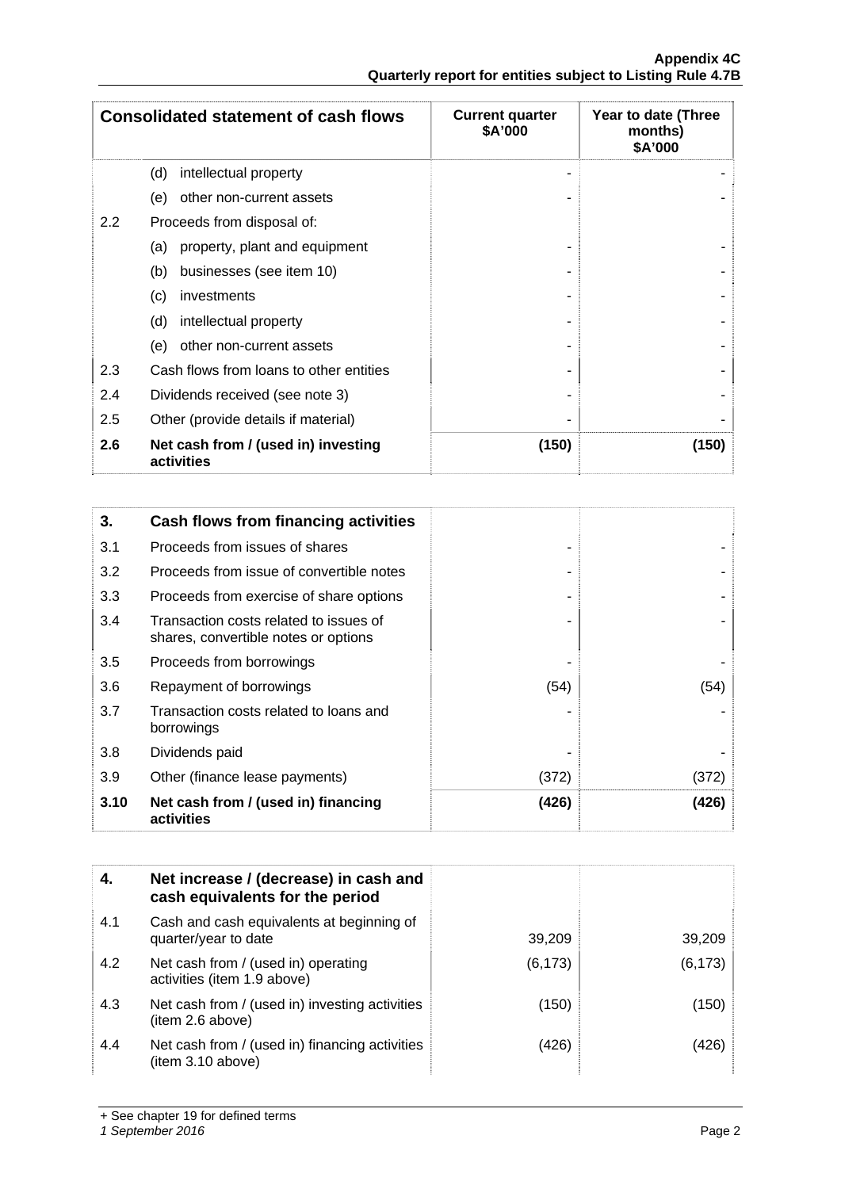| Consolidated statement of cash flows | | Current quarter $A'000 | Year to date (Three months) $A'000 |
|---|---|---|---|
| | (d) intellectual property | - | - |
| | (e) other non-current assets | - | - |
| 2.2 | Proceeds from disposal of: | | |
| | (a) property, plant and equipment | - | - |
| | (b) businesses (see item 10) | - | - |
| | (c) investments | - | - |
| | (d) intellectual property | - | - |
| | (e) other non-current assets | - | - |
| 2.3 | Cash flows from loans to other entities | - | - |
| 2.4 | Dividends received (see note 3) | - | - |
| 2.5 | Other (provide details if material) | - | - |
| **2.6** | **Net cash from / (used in) investing activities** | **(150)** | **(150)** |

| **3.** | **Cash flows from financing activities** | | |
|---|---|---|---|
| 3.1 | Proceeds from issues of shares | - | - |
| 3.2 | Proceeds from issue of convertible notes | - | - |
| 3.3 | Proceeds from exercise of share options | - | - |
| 3.4 | Transaction costs related to issues of shares, convertible notes or options | - | - |
| 3.5 | Proceeds from borrowings | - | - |
| 3.6 | Repayment of borrowings | (54) | (54) |
| 3.7 | Transaction costs related to loans and borrowings | - | - |
| 3.8 | Dividends paid | - | - |
| 3.9 | Other (finance lease payments) | (372) | (372) |
| **3.10** | **Net cash from / (used in) financing activities** | **(426)** | **(426)** |

| **4.** | **Net increase / (decrease) in cash and cash equivalents for the period** | | |
|---|---|---|---|
| 4.1 | Cash and cash equivalents at beginning of quarter/year to date | 39,209 | 39,209 |
| 4.2 | Net cash from / (used in) operating activities (item 1.9 above) | (6,173) | (6,173) |
| 4.3 | Net cash from / (used in) investing activities (item 2.6 above) | (150) | (150) |
| 4.4 | Net cash from / (used in) financing activities (item 3.10 above) | (426) | (426) |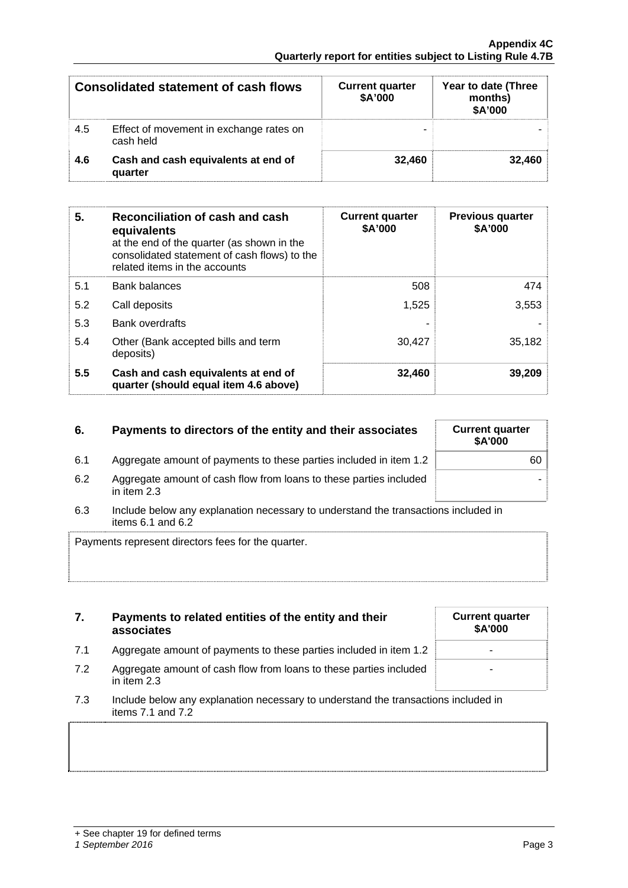| Consolidated statement of cash flows | | Current quarter $A'000 | Year to date (Three months) $A'000 |
|---|---|---|---|
| 4.5 | Effect of movement in exchange rates on cash held | - | - |
| **4.6** | **Cash and cash equivalents at end of quarter** | **32,460** | **32,460** |

| **5.** | **Reconciliation of cash and cash equivalents** at the end of the quarter (as shown in the consolidated statement of cash flows) to the related items in the accounts | **Current quarter $A'000** | **Previous quarter $A'000** |
|---|---|---|---|
| 5.1 | Bank balances | 508 | 474 |
| 5.2 | Call deposits | 1,525 | 3,553 |
| 5.3 | Bank overdrafts | - | - |
| 5.4 | Other (Bank accepted bills and term deposits) | 30,427 | 35,182 |
| **5.5** | **Cash and cash equivalents at end of quarter (should equal item 4.6 above)** | **32,460** | **39,209** |

| **6.** | **Payments to directors of the entity and their associates** | **Current quarter $A'000** |
|---|---|---|
| 6.1 | Aggregate amount of payments to these parties included in item 1.2 | 60 |
| 6.2 | Aggregate amount of cash flow from loans to these parties included in item 2.3 | - |

6.3 Include below any explanation necessary to understand the transactions included in items 6.1 and 6.2

Payments represent directors fees for the quarter.

| **7.** | **Payments to related entities of the entity and their associates** | **Current quarter $A'000** |
|---|---|---|
| 7.1 | Aggregate amount of payments to these parties included in item 1.2 | - |
| 7.2 | Aggregate amount of cash flow from loans to these parties included in item 2.3 | - |

7.3 Include below any explanation necessary to understand the transactions included in items 7.1 and 7.2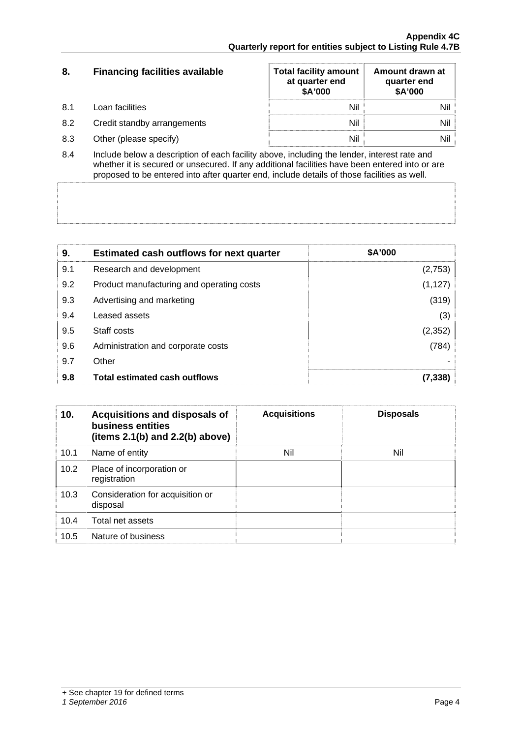| 8. | Financing facilities available | Total facility amount at quarter end $A'000 | Amount drawn at quarter end $A'000 |
|---|---|---|---|
| 8.1 | Loan facilities | Nil | Nil |
| 8.2 | Credit standby arrangements | Nil | Nil |
| 8.3 | Other (please specify) | Nil | Nil |

8.4 Include below a description of each facility above, including the lender, interest rate and whether it is secured or unsecured. If any additional facilities have been entered into or are proposed to be entered into after quarter end, include details of those facilities as well.

| 9. | Estimated cash outflows for next quarter | $A'000 |
|---|---|---|
| 9.1 | Research and development | (2,753) |
| 9.2 | Product manufacturing and operating costs | (1,127) |
| 9.3 | Advertising and marketing | (319) |
| 9.4 | Leased assets | (3) |
| 9.5 | Staff costs | (2,352) |
| 9.6 | Administration and corporate costs | (784) |
| 9.7 | Other | - |
| **9.8** | **Total estimated cash outflows** | **(7,338)** |

| 10. | Acquisitions and disposals of business entities (items 2.1(b) and 2.2(b) above) | Acquisitions | Disposals |
|---|---|---|---|
| 10.1 | Name of entity | Nil | Nil |
| 10.2 | Place of incorporation or registration | | |
| 10.3 | Consideration for acquisition or disposal | | |
| 10.4 | Total net assets | | |
| 10.5 | Nature of business | | |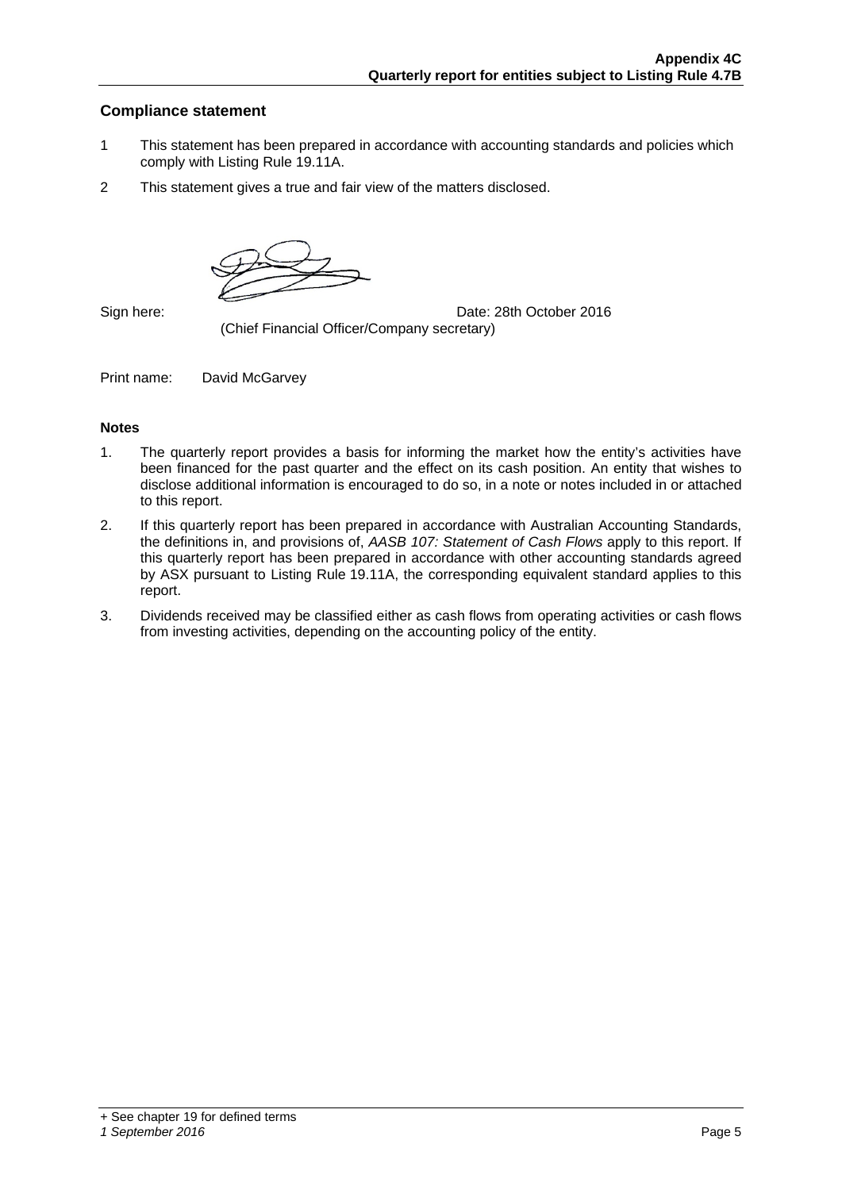## Compliance statement

1. This statement has been prepared in accordance with accounting standards and policies which comply with Listing Rule 19.11A.
2. This statement gives a true and fair view of the matters disclosed.

Sign here: Date: 28th October 2016
(Chief Financial Officer/Company secretary)

Print name: David McGarvey

**Notes**

1. The quarterly report provides a basis for informing the market how the entity's activities have been financed for the past quarter and the effect on its cash position. An entity that wishes to disclose additional information is encouraged to do so, in a note or notes included in or attached to this report.
2. If this quarterly report has been prepared in accordance with Australian Accounting Standards, the definitions in, and provisions of, *AASB 107: Statement of Cash Flows* apply to this report. If this quarterly report has been prepared in accordance with other accounting standards agreed by ASX pursuant to Listing Rule 19.11A, the corresponding equivalent standard applies to this report.
3. Dividends received may be classified either as cash flows from operating activities or cash flows from investing activities, depending on the accounting policy of the entity.